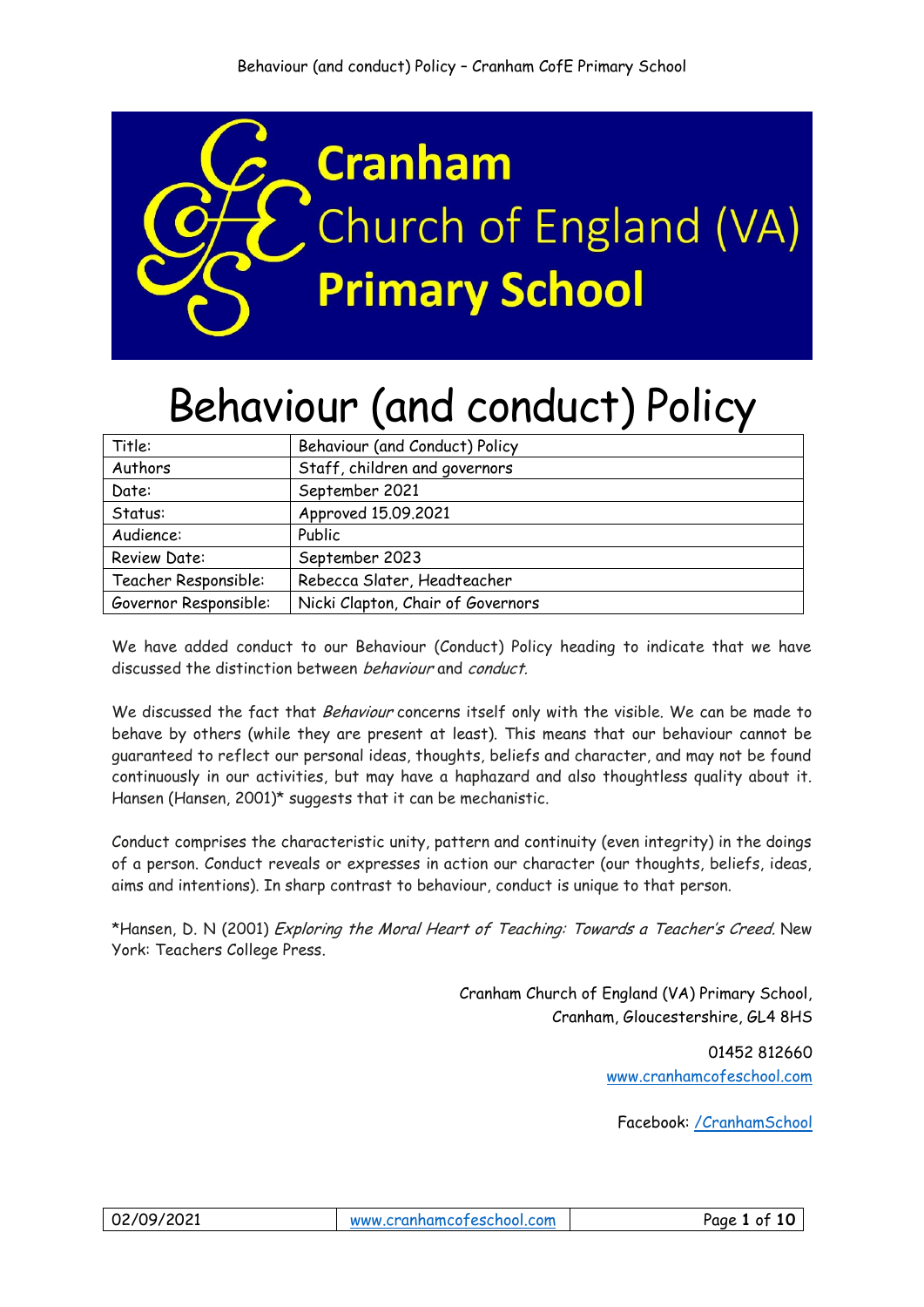**Cranham**
Church of England (VA)
**Primary School**

# Behaviour (and conduct) Policy

| Title: | Behaviour (and Conduct) Policy |
|---|---|
| Authors | Staff, children and governors |
| Date: | September 2021 |
| Status: | Approved 15.09.2021 |
| Audience: | Public |
| Review Date: | September 2023 |
| Teacher Responsible: | Rebecca Slater, Headteacher |
| Governor Responsible: | Nicki Clapton, Chair of Governors |

We have added conduct to our Behaviour (Conduct) Policy heading to indicate that we have discussed the distinction between *behaviour* and *conduct.*

We discussed the fact that *Behaviour* concerns itself only with the visible. We can be made to behave by others (while they are present at least). This means that our behaviour cannot be guaranteed to reflect our personal ideas, thoughts, beliefs and character, and may not be found continuously in our activities, but may have a haphazard and also thoughtless quality about it. Hansen (Hansen, 2001)* suggests that it can be mechanistic.

Conduct comprises the characteristic unity, pattern and continuity (even integrity) in the doings of a person. Conduct reveals or expresses in action our character (our thoughts, beliefs, ideas, aims and intentions). In sharp contrast to behaviour, conduct is unique to that person.

*Hansen, D. N (2001) *Exploring the Moral Heart of Teaching: Towards a Teacher's Creed.* New York: Teachers College Press.

Cranham Church of England (VA) Primary School,
Cranham, Gloucestershire, GL4 8HS

01452 812660
www.cranhamcofeschool.com

Facebook: /CranhamSchool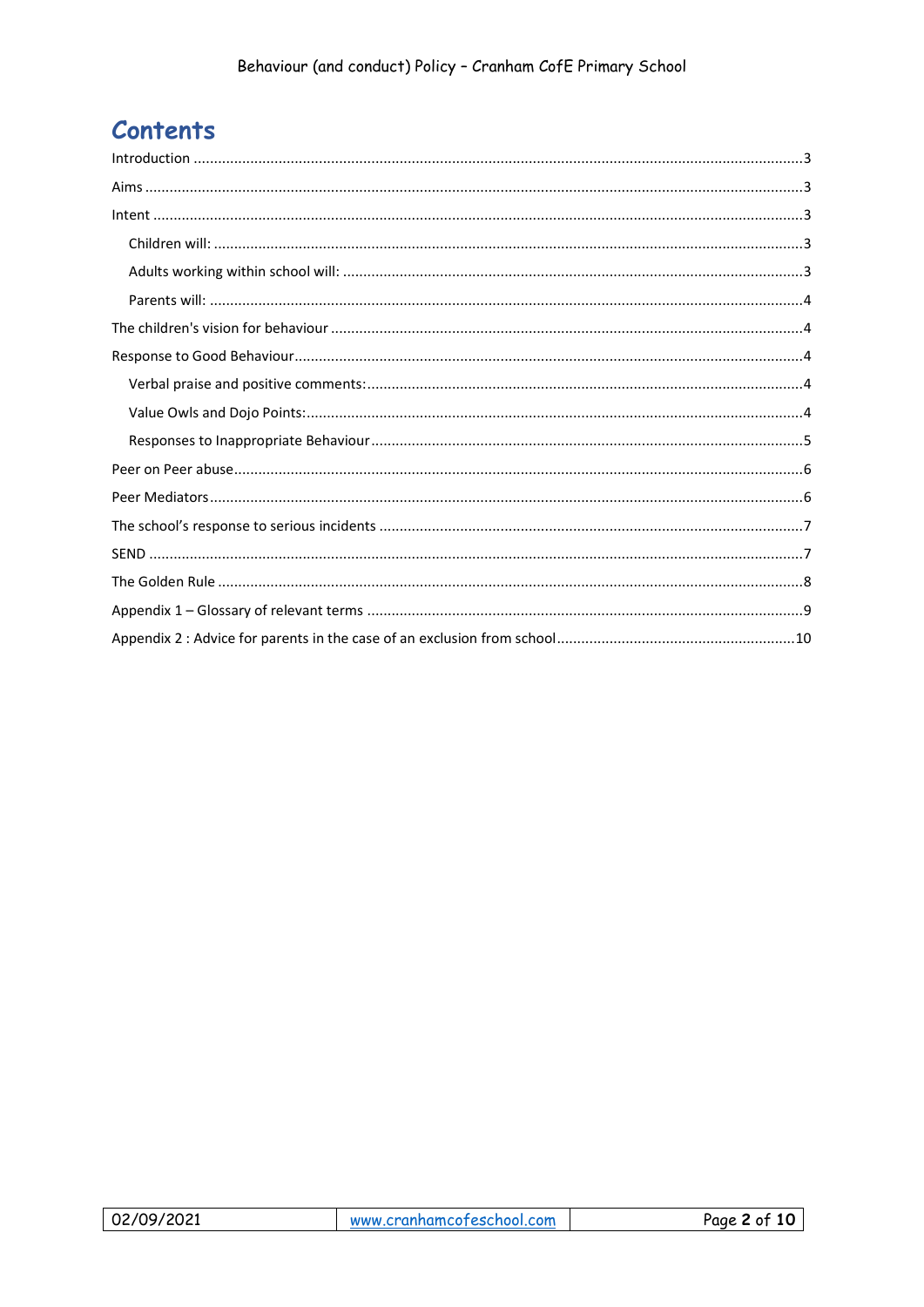# Contents

Introduction ....................................................................................................................................................3

Aims ...............................................................................................................................................................3

Intent ..............................................................................................................................................................3

- Children will: ...............................................................................................................................................3
- Adults working within school will: ...............................................................................................................3
- Parents will: .................................................................................................................................................4

The children's vision for behaviour .................................................................................................................4

Response to Good Behaviour..........................................................................................................................4

- Verbal praise and positive comments:..........................................................................................................4
- Value Owls and Dojo Points:.........................................................................................................................4
- Responses to Inappropriate Behaviour.........................................................................................................5

Peer on Peer abuse..........................................................................................................................................6

Peer Mediators................................................................................................................................................6

The school's response to serious incidents ......................................................................................................7

SEND ...............................................................................................................................................................7

The Golden Rule ..............................................................................................................................................8

Appendix 1 – Glossary of relevant terms .........................................................................................................9

Appendix 2 : Advice for parents in the case of an exclusion from school..........................................................10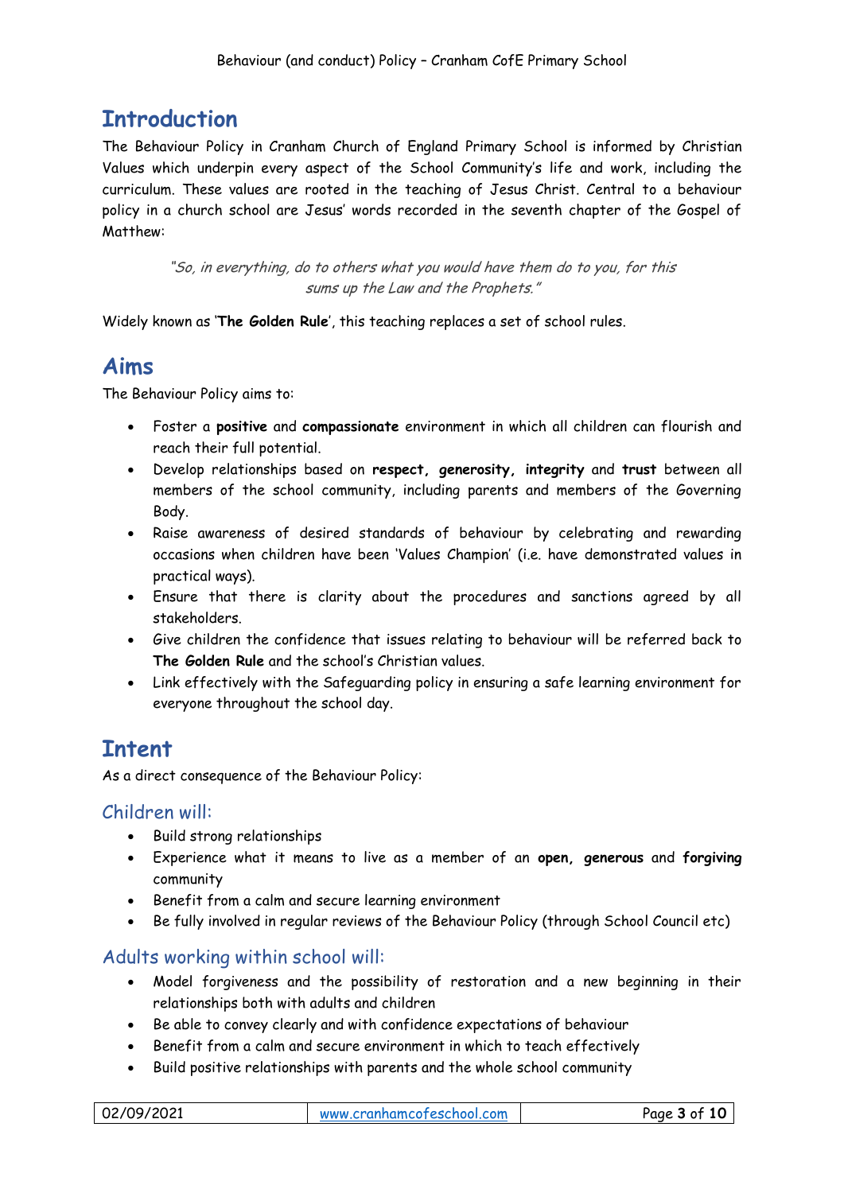## Introduction

The Behaviour Policy in Cranham Church of England Primary School is informed by Christian Values which underpin every aspect of the School Community's life and work, including the curriculum. These values are rooted in the teaching of Jesus Christ. Central to a behaviour policy in a church school are Jesus' words recorded in the seventh chapter of the Gospel of Matthew:

> *"So, in everything, do to others what you would have them do to you, for this sums up the Law and the Prophets."*

Widely known as '**The Golden Rule**', this teaching replaces a set of school rules.

## Aims

The Behaviour Policy aims to:

- Foster a **positive** and **compassionate** environment in which all children can flourish and reach their full potential.
- Develop relationships based on **respect, generosity, integrity** and **trust** between all members of the school community, including parents and members of the Governing Body.
- Raise awareness of desired standards of behaviour by celebrating and rewarding occasions when children have been 'Values Champion' (i.e. have demonstrated values in practical ways).
- Ensure that there is clarity about the procedures and sanctions agreed by all stakeholders.
- Give children the confidence that issues relating to behaviour will be referred back to **The Golden Rule** and the school's Christian values.
- Link effectively with the Safeguarding policy in ensuring a safe learning environment for everyone throughout the school day.

## Intent

As a direct consequence of the Behaviour Policy:

### Children will:

- Build strong relationships
- Experience what it means to live as a member of an **open, generous** and **forgiving** community
- Benefit from a calm and secure learning environment
- Be fully involved in regular reviews of the Behaviour Policy (through School Council etc)

### Adults working within school will:

- Model forgiveness and the possibility of restoration and a new beginning in their relationships both with adults and children
- Be able to convey clearly and with confidence expectations of behaviour
- Benefit from a calm and secure environment in which to teach effectively
- Build positive relationships with parents and the whole school community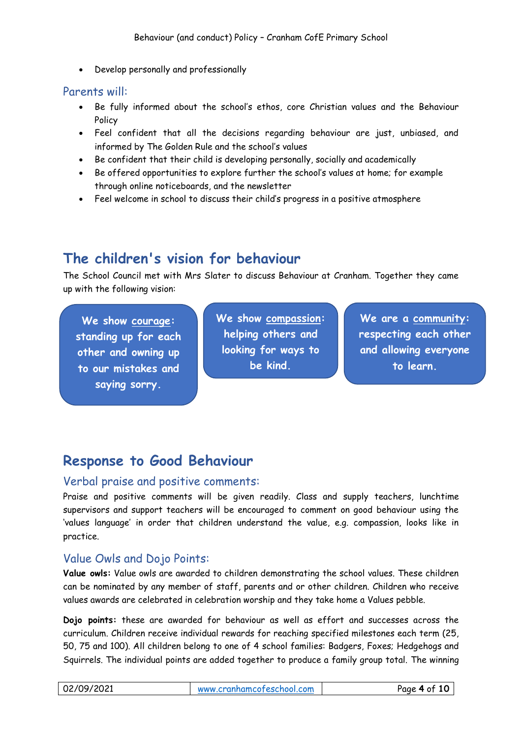- Develop personally and professionally

### Parents will:

- Be fully informed about the school's ethos, core Christian values and the Behaviour Policy
- Feel confident that all the decisions regarding behaviour are just, unbiased, and informed by The Golden Rule and the school's values
- Be confident that their child is developing personally, socially and academically
- Be offered opportunities to explore further the school's values at home; for example through online noticeboards, and the newsletter
- Feel welcome in school to discuss their child's progress in a positive atmosphere

## The children's vision for behaviour

The School Council met with Mrs Slater to discuss Behaviour at Cranham. Together they came up with the following vision:

**We show courage: standing up for each other and owning up to our mistakes and saying sorry.**

**We show compassion: helping others and looking for ways to be kind.**

**We are a community: respecting each other and allowing everyone to learn.**

## Response to Good Behaviour

### Verbal praise and positive comments:

Praise and positive comments will be given readily. Class and supply teachers, lunchtime supervisors and support teachers will be encouraged to comment on good behaviour using the 'values language' in order that children understand the value, e.g. compassion, looks like in practice.

### Value Owls and Dojo Points:

**Value owls:** Value owls are awarded to children demonstrating the school values. These children can be nominated by any member of staff, parents and or other children. Children who receive values awards are celebrated in celebration worship and they take home a Values pebble.

**Dojo points:** these are awarded for behaviour as well as effort and successes across the curriculum. Children receive individual rewards for reaching specified milestones each term (25, 50, 75 and 100). All children belong to one of 4 school families: Badgers, Foxes; Hedgehogs and Squirrels. The individual points are added together to produce a family group total. The winning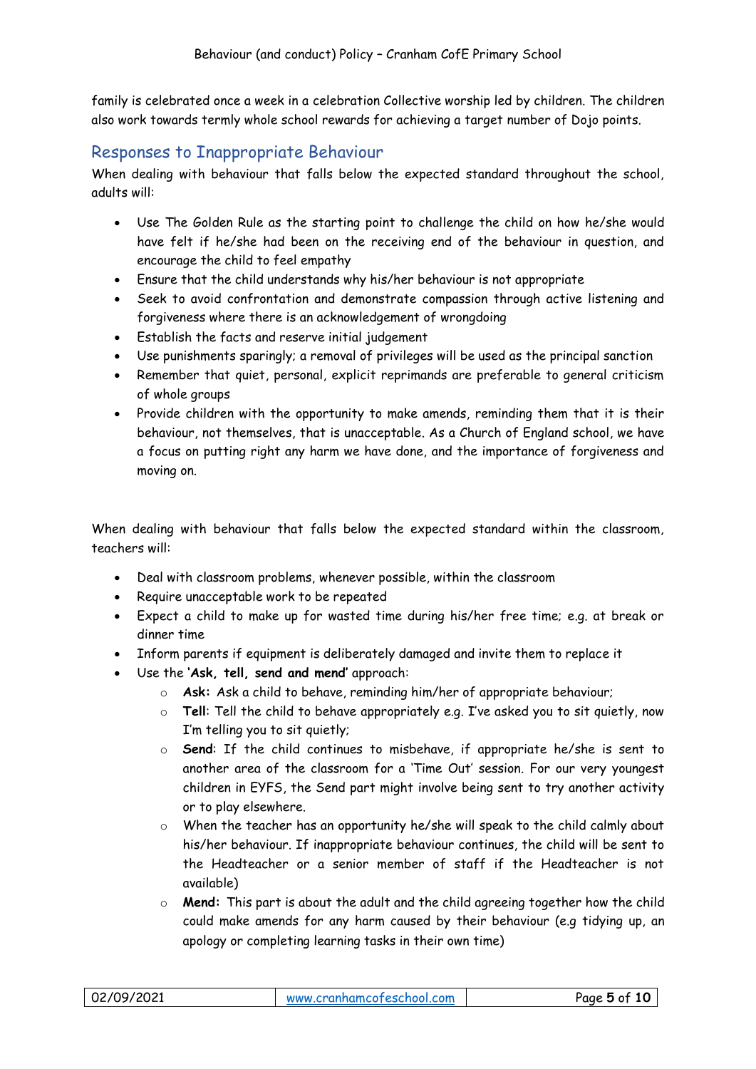family is celebrated once a week in a celebration Collective worship led by children. The children also work towards termly whole school rewards for achieving a target number of Dojo points.

## Responses to Inappropriate Behaviour

When dealing with behaviour that falls below the expected standard throughout the school, adults will:

- Use The Golden Rule as the starting point to challenge the child on how he/she would have felt if he/she had been on the receiving end of the behaviour in question, and encourage the child to feel empathy
- Ensure that the child understands why his/her behaviour is not appropriate
- Seek to avoid confrontation and demonstrate compassion through active listening and forgiveness where there is an acknowledgement of wrongdoing
- Establish the facts and reserve initial judgement
- Use punishments sparingly; a removal of privileges will be used as the principal sanction
- Remember that quiet, personal, explicit reprimands are preferable to general criticism of whole groups
- Provide children with the opportunity to make amends, reminding them that it is their behaviour, not themselves, that is unacceptable. As a Church of England school, we have a focus on putting right any harm we have done, and the importance of forgiveness and moving on.

When dealing with behaviour that falls below the expected standard within the classroom, teachers will:

- Deal with classroom problems, whenever possible, within the classroom
- Require unacceptable work to be repeated
- Expect a child to make up for wasted time during his/her free time; e.g. at break or dinner time
- Inform parents if equipment is deliberately damaged and invite them to replace it
- Use the **'Ask, tell, send and mend'** approach:
    - **Ask:** Ask a child to behave, reminding him/her of appropriate behaviour;
    - **Tell**: Tell the child to behave appropriately e.g. I've asked you to sit quietly, now I'm telling you to sit quietly;
    - **Send**: If the child continues to misbehave, if appropriate he/she is sent to another area of the classroom for a 'Time Out' session. For our very youngest children in EYFS, the Send part might involve being sent to try another activity or to play elsewhere.
    - When the teacher has an opportunity he/she will speak to the child calmly about his/her behaviour. If inappropriate behaviour continues, the child will be sent to the Headteacher or a senior member of staff if the Headteacher is not available)
    - **Mend:** This part is about the adult and the child agreeing together how the child could make amends for any harm caused by their behaviour (e.g tidying up, an apology or completing learning tasks in their own time)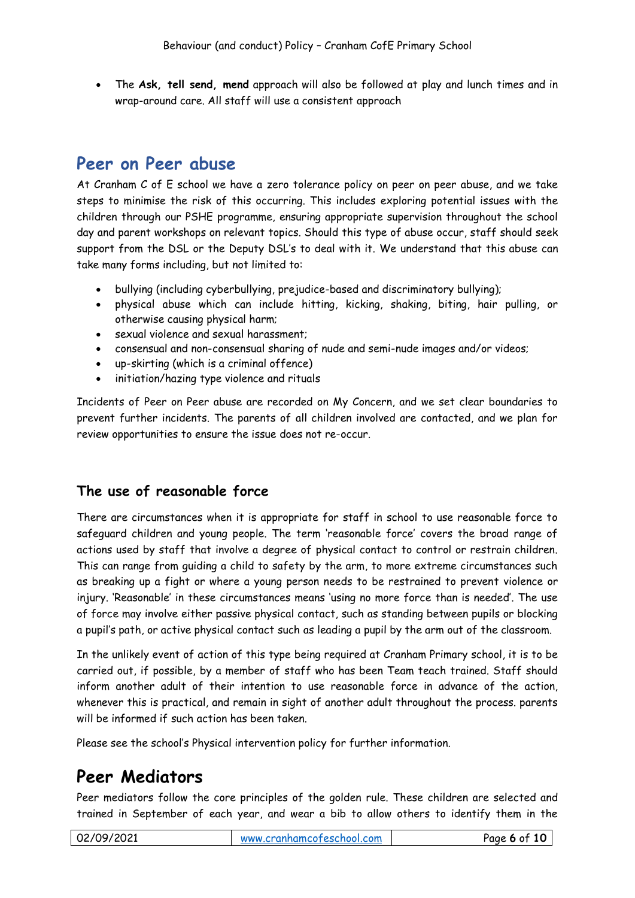- The **Ask, tell send, mend** approach will also be followed at play and lunch times and in wrap-around care. All staff will use a consistent approach

## Peer on Peer abuse

At Cranham C of E school we have a zero tolerance policy on peer on peer abuse, and we take steps to minimise the risk of this occurring. This includes exploring potential issues with the children through our PSHE programme, ensuring appropriate supervision throughout the school day and parent workshops on relevant topics. Should this type of abuse occur, staff should seek support from the DSL or the Deputy DSL's to deal with it. We understand that this abuse can take many forms including, but not limited to:

- bullying (including cyberbullying, prejudice-based and discriminatory bullying);
- physical abuse which can include hitting, kicking, shaking, biting, hair pulling, or otherwise causing physical harm;
- sexual violence and sexual harassment;
- consensual and non-consensual sharing of nude and semi-nude images and/or videos;
- up-skirting (which is a criminal offence)
- initiation/hazing type violence and rituals

Incidents of Peer on Peer abuse are recorded on My Concern, and we set clear boundaries to prevent further incidents. The parents of all children involved are contacted, and we plan for review opportunities to ensure the issue does not re-occur.

### The use of reasonable force

There are circumstances when it is appropriate for staff in school to use reasonable force to safeguard children and young people. The term 'reasonable force' covers the broad range of actions used by staff that involve a degree of physical contact to control or restrain children. This can range from guiding a child to safety by the arm, to more extreme circumstances such as breaking up a fight or where a young person needs to be restrained to prevent violence or injury. 'Reasonable' in these circumstances means 'using no more force than is needed'. The use of force may involve either passive physical contact, such as standing between pupils or blocking a pupil's path, or active physical contact such as leading a pupil by the arm out of the classroom.

In the unlikely event of action of this type being required at Cranham Primary school, it is to be carried out, if possible, by a member of staff who has been Team teach trained. Staff should inform another adult of their intention to use reasonable force in advance of the action, whenever this is practical, and remain in sight of another adult throughout the process. parents will be informed if such action has been taken.

Please see the school's Physical intervention policy for further information.

## Peer Mediators

Peer mediators follow the core principles of the golden rule. These children are selected and trained in September of each year, and wear a bib to allow others to identify them in the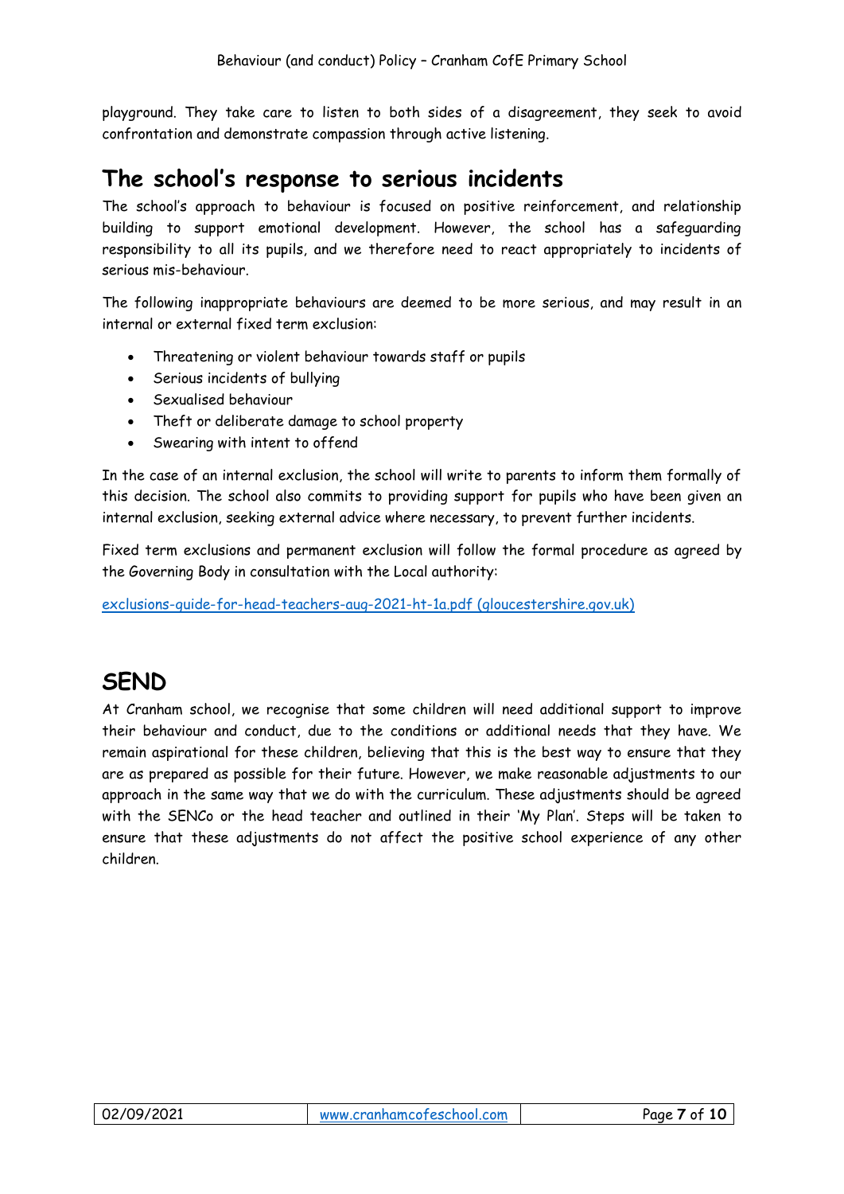playground. They take care to listen to both sides of a disagreement, they seek to avoid confrontation and demonstrate compassion through active listening.

## The school's response to serious incidents

The school's approach to behaviour is focused on positive reinforcement, and relationship building to support emotional development. However, the school has a safeguarding responsibility to all its pupils, and we therefore need to react appropriately to incidents of serious mis-behaviour.

The following inappropriate behaviours are deemed to be more serious, and may result in an internal or external fixed term exclusion:

- Threatening or violent behaviour towards staff or pupils
- Serious incidents of bullying
- Sexualised behaviour
- Theft or deliberate damage to school property
- Swearing with intent to offend

In the case of an internal exclusion, the school will write to parents to inform them formally of this decision. The school also commits to providing support for pupils who have been given an internal exclusion, seeking external advice where necessary, to prevent further incidents.

Fixed term exclusions and permanent exclusion will follow the formal procedure as agreed by the Governing Body in consultation with the Local authority:

[exclusions-guide-for-head-teachers-aug-2021-ht-1a.pdf (gloucestershire.gov.uk)]

## SEND

At Cranham school, we recognise that some children will need additional support to improve their behaviour and conduct, due to the conditions or additional needs that they have. We remain aspirational for these children, believing that this is the best way to ensure that they are as prepared as possible for their future. However, we make reasonable adjustments to our approach in the same way that we do with the curriculum. These adjustments should be agreed with the SENCo or the head teacher and outlined in their 'My Plan'. Steps will be taken to ensure that these adjustments do not affect the positive school experience of any other children.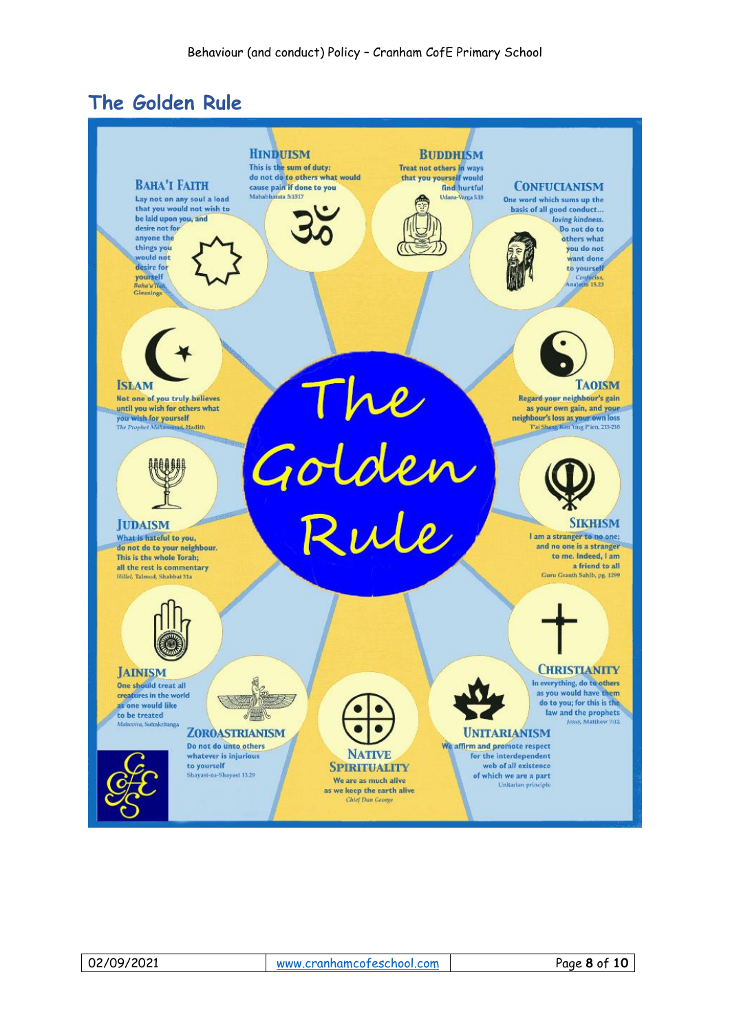## The Golden Rule

# The Golden Rule

### Hinduism

This is the sum of duty: do not do to others what would cause pain if done to you

*Mahabharata 5:1517*

### Buddhism

Treat not others in ways that you yourself would find hurtful

*Udana-Varga 5.18*

### Baha'i Faith

Lay not on any soul a load that you would not wish to be laid upon you, and desire not for anyone the things you would not desire for yourself

*Baha'u'llah, Gleanings*

### Confucianism

One word which sums up the basis of all good conduct... loving kindness. Do not do to others what you do not want done to yourself

*Confucius, Analects 15.23*

### Islam

Not one of you truly believes until you wish for others what you wish for yourself

*The Prophet Muhammad, Hadith*

### Taoism

Regard your neighbour's gain as your own gain, and your neighbour's loss as your own loss

*T'ai Shang Kan Ying P'ien, 213-218*

### Judaism

What is hateful to you, do not do to your neighbour. This is the whole Torah; all the rest is commentary

*Hillel, Talmud, Shabbat 31a*

### Sikhism

I am a stranger to no one; and no one is a stranger to me. Indeed, I am a friend to all

*Guru Granth Sahib, pg. 1299*

### Jainism

One should treat all creatures in the world as one would like to be treated

*Mahavira, Sutrakritanga*

### Christianity

In everything, do to others as you would have them do to you; for this is the law and the prophets

*Jesus, Matthew 7:12*

### Zoroastrianism

Do not do unto others whatever is injurious to yourself

*Shayast-na-Shayast 13.29*

### Native Spirituality

We are as much alive as we keep the earth alive

*Chief Dan George*

### Unitarianism

We affirm and promote respect for the interdependent web of all existence of which we are a part

*Unitarian principle*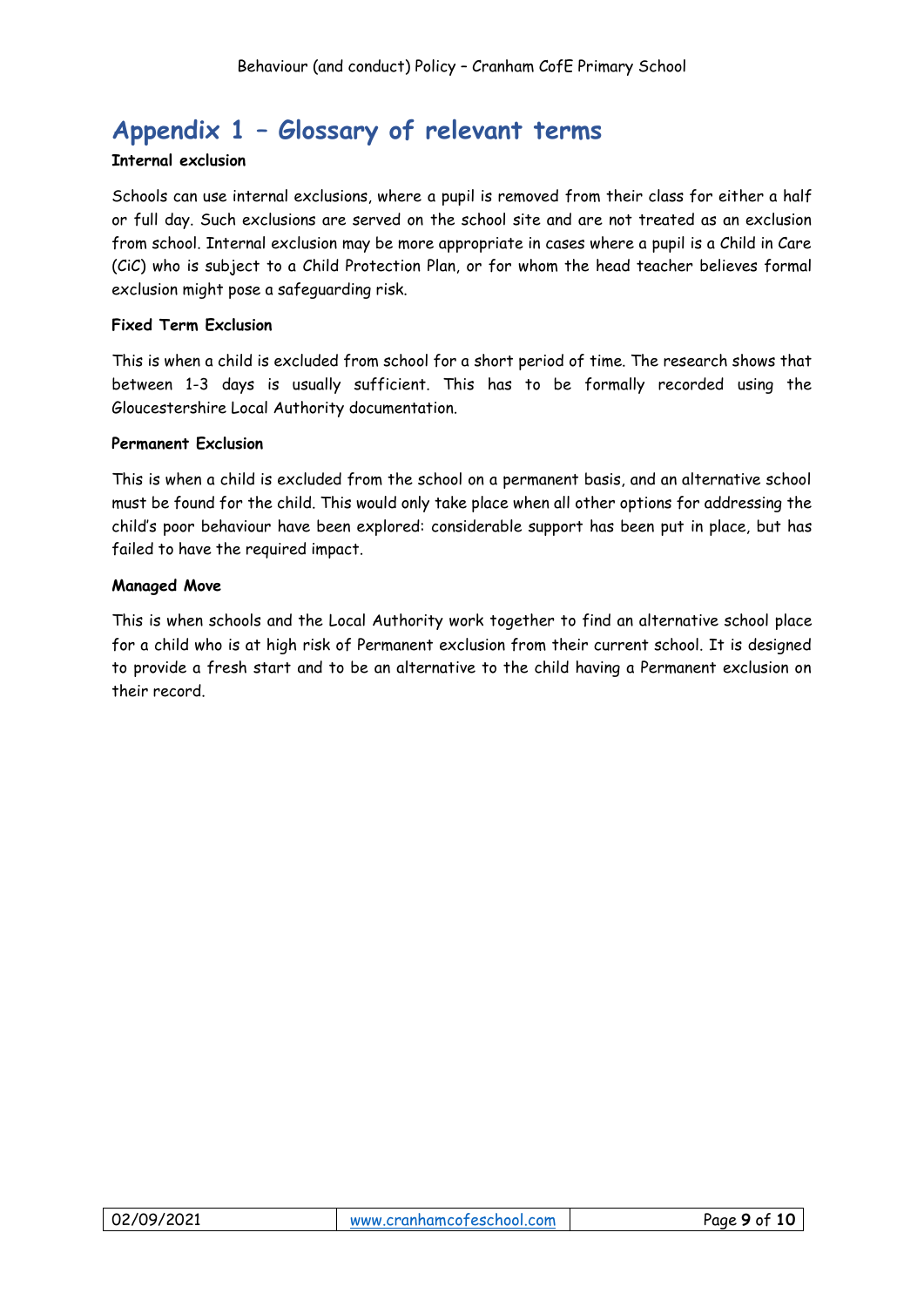# Appendix 1 – Glossary of relevant terms

**Internal exclusion**

Schools can use internal exclusions, where a pupil is removed from their class for either a half or full day. Such exclusions are served on the school site and are not treated as an exclusion from school. Internal exclusion may be more appropriate in cases where a pupil is a Child in Care (CiC) who is subject to a Child Protection Plan, or for whom the head teacher believes formal exclusion might pose a safeguarding risk.

**Fixed Term Exclusion**

This is when a child is excluded from school for a short period of time. The research shows that between 1-3 days is usually sufficient. This has to be formally recorded using the Gloucestershire Local Authority documentation.

**Permanent Exclusion**

This is when a child is excluded from the school on a permanent basis, and an alternative school must be found for the child. This would only take place when all other options for addressing the child's poor behaviour have been explored: considerable support has been put in place, but has failed to have the required impact.

**Managed Move**

This is when schools and the Local Authority work together to find an alternative school place for a child who is at high risk of Permanent exclusion from their current school. It is designed to provide a fresh start and to be an alternative to the child having a Permanent exclusion on their record.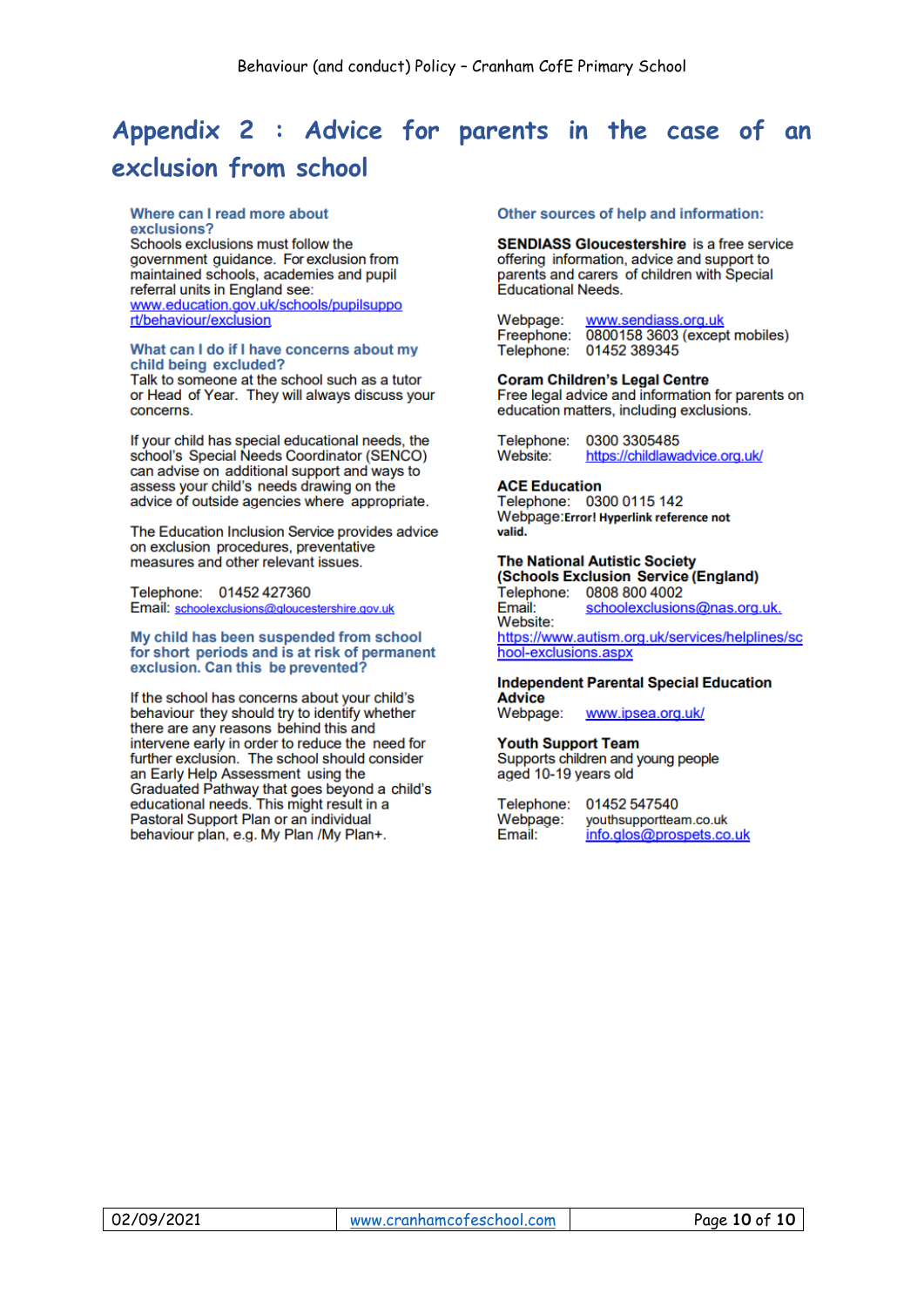# Appendix 2 : Advice for parents in the case of an exclusion from school

### Where can I read more about exclusions?

Schools exclusions must follow the government guidance. For exclusion from maintained schools, academies and pupil referral units in England see: www.education.gov.uk/schools/pupilsupport/behaviour/exclusion

### What can I do if I have concerns about my child being excluded?

Talk to someone at the school such as a tutor or Head of Year. They will always discuss your concerns.

If your child has special educational needs, the school's Special Needs Coordinator (SENCO) can advise on additional support and ways to assess your child's needs drawing on the advice of outside agencies where appropriate.

The Education Inclusion Service provides advice on exclusion procedures, preventative measures and other relevant issues.

Telephone: 01452 427360
Email: schoolexclusions@gloucestershire.gov.uk

### My child has been suspended from school for short periods and is at risk of permanent exclusion. Can this be prevented?

If the school has concerns about your child's behaviour they should try to identify whether there are any reasons behind this and intervene early in order to reduce the need for further exclusion. The school should consider an Early Help Assessment using the Graduated Pathway that goes beyond a child's educational needs. This might result in a Pastoral Support Plan or an individual behaviour plan, e.g. My Plan /My Plan+.

### Other sources of help and information:

**SENDIASS Gloucestershire** is a free service offering information, advice and support to parents and carers of children with Special Educational Needs.

Webpage: www.sendiass.org.uk
Freephone: 0800158 3603 (except mobiles)
Telephone: 01452 389345

**Coram Children's Legal Centre**
Free legal advice and information for parents on education matters, including exclusions.

Telephone: 0300 3305485
Website: https://childlawadvice.org.uk/

**ACE Education**
Telephone: 0300 0115 142
Webpage: **Error! Hyperlink reference not valid.**

**The National Autistic Society (Schools Exclusion Service (England)**
Telephone: 0808 800 4002
Email: schoolexclusions@nas.org.uk.
Website: https://www.autism.org.uk/services/helplines/school-exclusions.aspx

**Independent Parental Special Education Advice**
Webpage: www.ipsea.org.uk/

**Youth Support Team**
Supports children and young people aged 10-19 years old

Telephone: 01452 547540
Webpage: youthsupportteam.co.uk
Email: info.glos@prospets.co.uk